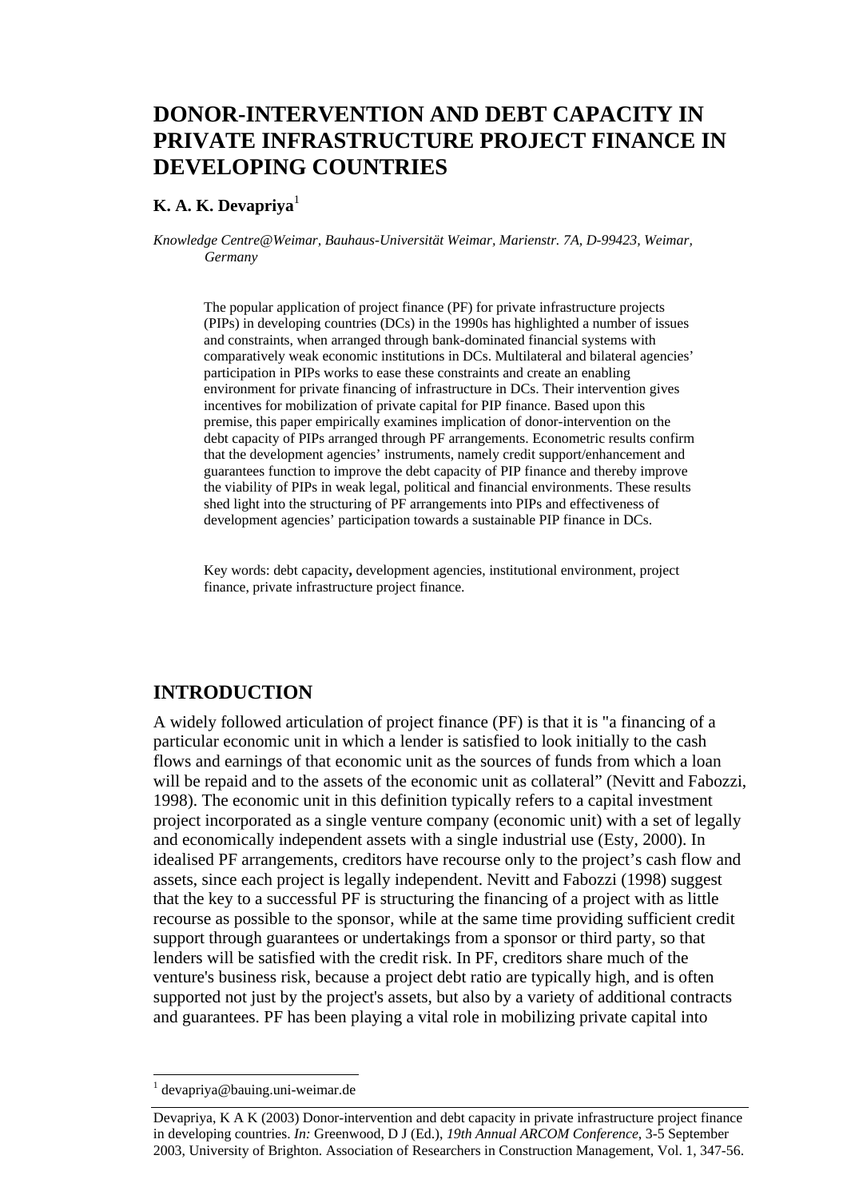# DONOR-INTERVENTION AND DEBT CAPACITY IN PRIVATE INFRASTRUCTURE PROJECT FINANCE IN DEVELOPING COUNTRIES

**K. A. K. Devapriya**[1]

*Knowledge Centre@Weimar, Bauhaus-Universität Weimar, Marienstr. 7A, D-99423, Weimar, Germany*

The popular application of project finance (PF) for private infrastructure projects (PIPs) in developing countries (DCs) in the 1990s has highlighted a number of issues and constraints, when arranged through bank-dominated financial systems with comparatively weak economic institutions in DCs. Multilateral and bilateral agencies' participation in PIPs works to ease these constraints and create an enabling environment for private financing of infrastructure in DCs. Their intervention gives incentives for mobilization of private capital for PIP finance. Based upon this premise, this paper empirically examines implication of donor-intervention on the debt capacity of PIPs arranged through PF arrangements. Econometric results confirm that the development agencies' instruments, namely credit support/enhancement and guarantees function to improve the debt capacity of PIP finance and thereby improve the viability of PIPs in weak legal, political and financial environments. These results shed light into the structuring of PF arrangements into PIPs and effectiveness of development agencies' participation towards a sustainable PIP finance in DCs.

Key words: debt capacity**,** development agencies, institutional environment, project finance, private infrastructure project finance.

## INTRODUCTION

A widely followed articulation of project finance (PF) is that it is "a financing of a particular economic unit in which a lender is satisfied to look initially to the cash flows and earnings of that economic unit as the sources of funds from which a loan will be repaid and to the assets of the economic unit as collateral" (Nevitt and Fabozzi, 1998). The economic unit in this definition typically refers to a capital investment project incorporated as a single venture company (economic unit) with a set of legally and economically independent assets with a single industrial use (Esty, 2000). In idealised PF arrangements, creditors have recourse only to the project's cash flow and assets, since each project is legally independent. Nevitt and Fabozzi (1998) suggest that the key to a successful PF is structuring the financing of a project with as little recourse as possible to the sponsor, while at the same time providing sufficient credit support through guarantees or undertakings from a sponsor or third party, so that lenders will be satisfied with the credit risk. In PF, creditors share much of the venture's business risk, because a project debt ratio are typically high, and is often supported not just by the project's assets, but also by a variety of additional contracts and guarantees. PF has been playing a vital role in mobilizing private capital into

[1] devapriya@bauing.uni-weimar.de

Devapriya, K A K (2003) Donor-intervention and debt capacity in private infrastructure project finance in developing countries. *In:* Greenwood, D J (Ed.), *19th Annual ARCOM Conference*, 3-5 September 2003, University of Brighton. Association of Researchers in Construction Management, Vol. 1, 347-56.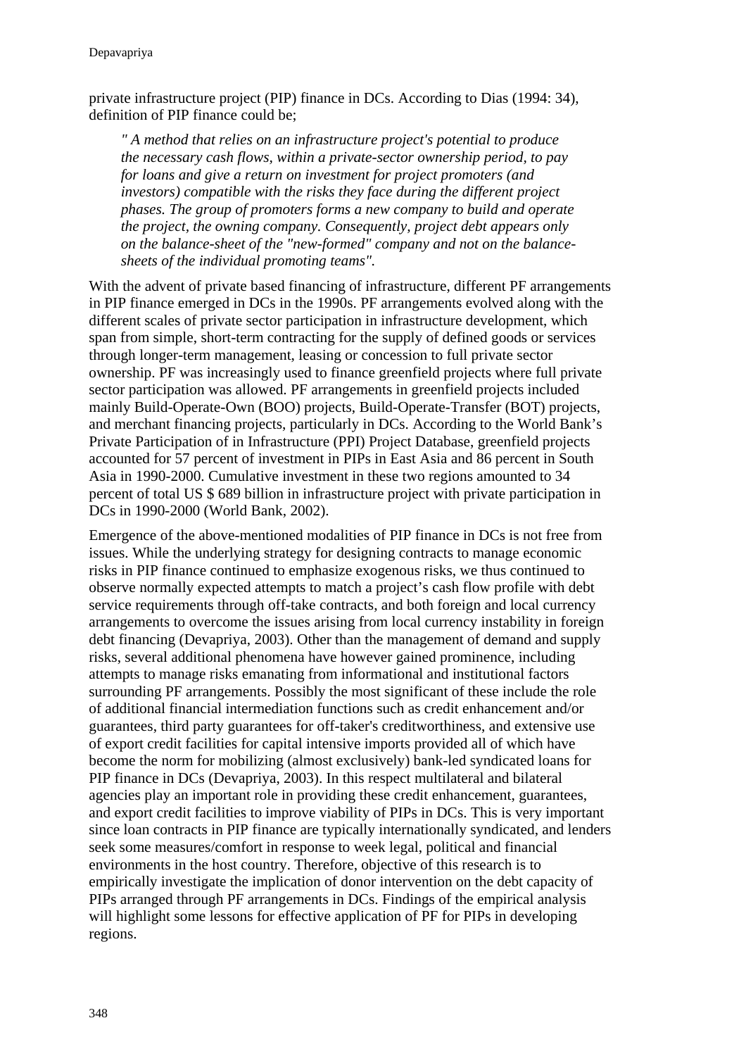private infrastructure project (PIP) finance in DCs. According to Dias (1994: 34), definition of PIP finance could be;

> *" A method that relies on an infrastructure project's potential to produce the necessary cash flows, within a private-sector ownership period, to pay for loans and give a return on investment for project promoters (and investors) compatible with the risks they face during the different project phases. The group of promoters forms a new company to build and operate the project, the owning company. Consequently, project debt appears only on the balance-sheet of the "new-formed" company and not on the balance-sheets of the individual promoting teams".*

With the advent of private based financing of infrastructure, different PF arrangements in PIP finance emerged in DCs in the 1990s. PF arrangements evolved along with the different scales of private sector participation in infrastructure development, which span from simple, short-term contracting for the supply of defined goods or services through longer-term management, leasing or concession to full private sector ownership. PF was increasingly used to finance greenfield projects where full private sector participation was allowed. PF arrangements in greenfield projects included mainly Build-Operate-Own (BOO) projects, Build-Operate-Transfer (BOT) projects, and merchant financing projects, particularly in DCs. According to the World Bank's Private Participation of in Infrastructure (PPI) Project Database, greenfield projects accounted for 57 percent of investment in PIPs in East Asia and 86 percent in South Asia in 1990-2000. Cumulative investment in these two regions amounted to 34 percent of total US $ 689 billion in infrastructure project with private participation in DCs in 1990-2000 (World Bank, 2002).

Emergence of the above-mentioned modalities of PIP finance in DCs is not free from issues. While the underlying strategy for designing contracts to manage economic risks in PIP finance continued to emphasize exogenous risks, we thus continued to observe normally expected attempts to match a project's cash flow profile with debt service requirements through off-take contracts, and both foreign and local currency arrangements to overcome the issues arising from local currency instability in foreign debt financing (Devapriya, 2003). Other than the management of demand and supply risks, several additional phenomena have however gained prominence, including attempts to manage risks emanating from informational and institutional factors surrounding PF arrangements. Possibly the most significant of these include the role of additional financial intermediation functions such as credit enhancement and/or guarantees, third party guarantees for off-taker's creditworthiness, and extensive use of export credit facilities for capital intensive imports provided all of which have become the norm for mobilizing (almost exclusively) bank-led syndicated loans for PIP finance in DCs (Devapriya, 2003). In this respect multilateral and bilateral agencies play an important role in providing these credit enhancement, guarantees, and export credit facilities to improve viability of PIPs in DCs. This is very important since loan contracts in PIP finance are typically internationally syndicated, and lenders seek some measures/comfort in response to week legal, political and financial environments in the host country. Therefore, objective of this research is to empirically investigate the implication of donor intervention on the debt capacity of PIPs arranged through PF arrangements in DCs. Findings of the empirical analysis will highlight some lessons for effective application of PF for PIPs in developing regions.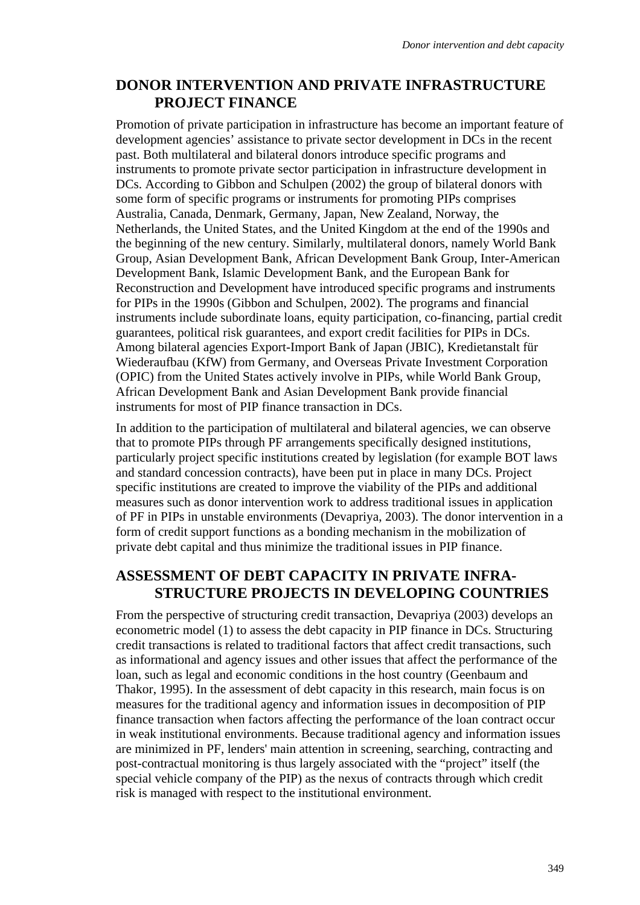## DONOR INTERVENTION AND PRIVATE INFRASTRUCTURE PROJECT FINANCE

Promotion of private participation in infrastructure has become an important feature of development agencies' assistance to private sector development in DCs in the recent past. Both multilateral and bilateral donors introduce specific programs and instruments to promote private sector participation in infrastructure development in DCs. According to Gibbon and Schulpen (2002) the group of bilateral donors with some form of specific programs or instruments for promoting PIPs comprises Australia, Canada, Denmark, Germany, Japan, New Zealand, Norway, the Netherlands, the United States, and the United Kingdom at the end of the 1990s and the beginning of the new century. Similarly, multilateral donors, namely World Bank Group, Asian Development Bank, African Development Bank Group, Inter-American Development Bank, Islamic Development Bank, and the European Bank for Reconstruction and Development have introduced specific programs and instruments for PIPs in the 1990s (Gibbon and Schulpen, 2002). The programs and financial instruments include subordinate loans, equity participation, co-financing, partial credit guarantees, political risk guarantees, and export credit facilities for PIPs in DCs. Among bilateral agencies Export-Import Bank of Japan (JBIC), Kredietanstalt für Wiederaufbau (KfW) from Germany, and Overseas Private Investment Corporation (OPIC) from the United States actively involve in PIPs, while World Bank Group, African Development Bank and Asian Development Bank provide financial instruments for most of PIP finance transaction in DCs.

In addition to the participation of multilateral and bilateral agencies, we can observe that to promote PIPs through PF arrangements specifically designed institutions, particularly project specific institutions created by legislation (for example BOT laws and standard concession contracts), have been put in place in many DCs. Project specific institutions are created to improve the viability of the PIPs and additional measures such as donor intervention work to address traditional issues in application of PF in PIPs in unstable environments (Devapriya, 2003). The donor intervention in a form of credit support functions as a bonding mechanism in the mobilization of private debt capital and thus minimize the traditional issues in PIP finance.

## ASSESSMENT OF DEBT CAPACITY IN PRIVATE INFRA-STRUCTURE PROJECTS IN DEVELOPING COUNTRIES

From the perspective of structuring credit transaction, Devapriya (2003) develops an econometric model (1) to assess the debt capacity in PIP finance in DCs. Structuring credit transactions is related to traditional factors that affect credit transactions, such as informational and agency issues and other issues that affect the performance of the loan, such as legal and economic conditions in the host country (Geenbaum and Thakor, 1995). In the assessment of debt capacity in this research, main focus is on measures for the traditional agency and information issues in decomposition of PIP finance transaction when factors affecting the performance of the loan contract occur in weak institutional environments. Because traditional agency and information issues are minimized in PF, lenders' main attention in screening, searching, contracting and post-contractual monitoring is thus largely associated with the "project" itself (the special vehicle company of the PIP) as the nexus of contracts through which credit risk is managed with respect to the institutional environment.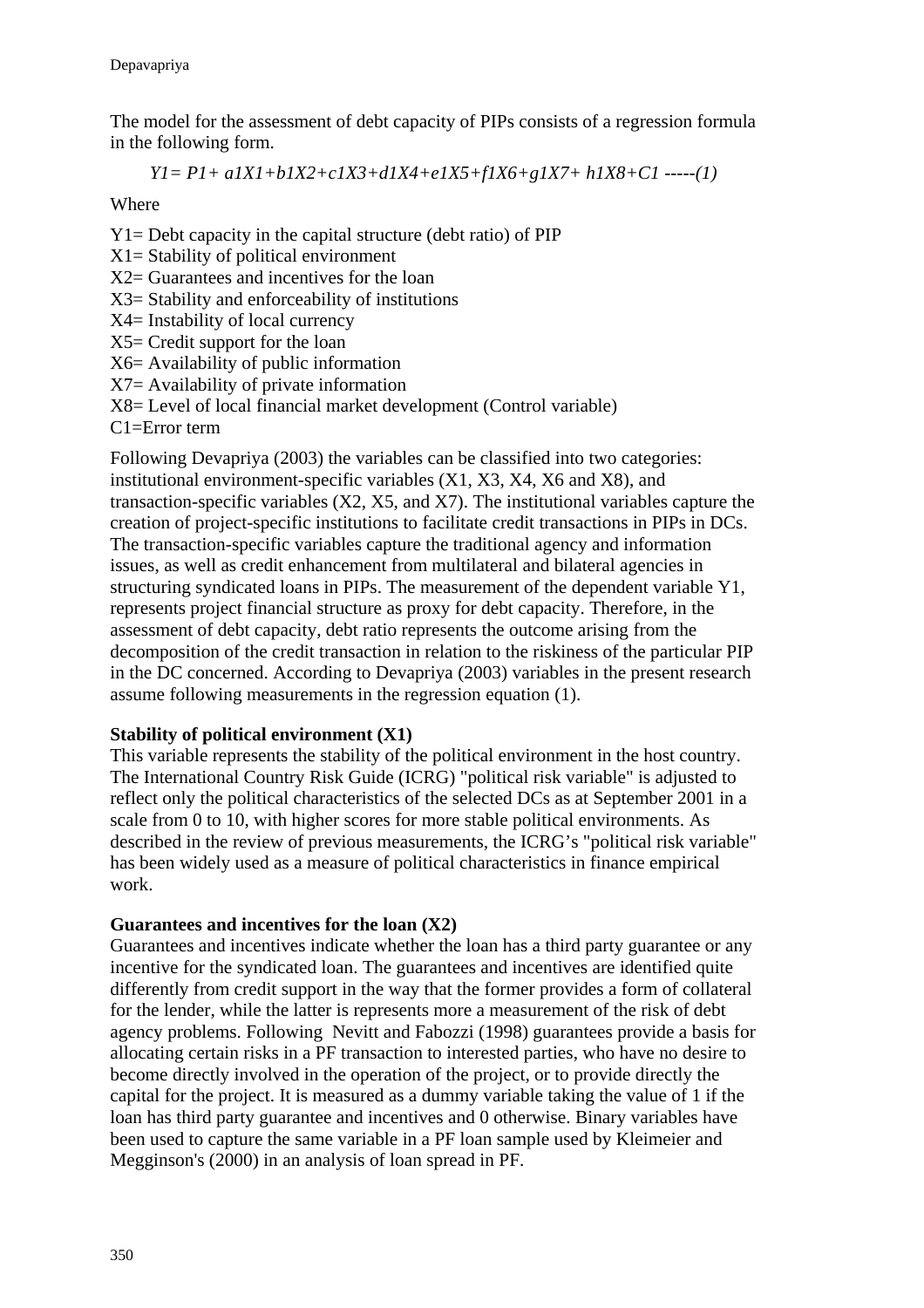The model for the assessment of debt capacity of PIPs consists of a regression formula in the following form.

$$Y1 = P1 + a1X1 + b1X2 + c1X3 + d1X4 + e1X5 + f1X6 + g1X7 + h1X8 + C1 \quad \text{-----}(1)$$

Where

Y1= Debt capacity in the capital structure (debt ratio) of PIP
X1= Stability of political environment
X2= Guarantees and incentives for the loan
X3= Stability and enforceability of institutions
X4= Instability of local currency
X5= Credit support for the loan
X6= Availability of public information
X7= Availability of private information
X8= Level of local financial market development (Control variable)
C1=Error term

Following Devapriya (2003) the variables can be classified into two categories: institutional environment-specific variables (X1, X3, X4, X6 and X8), and transaction-specific variables (X2, X5, and X7). The institutional variables capture the creation of project-specific institutions to facilitate credit transactions in PIPs in DCs. The transaction-specific variables capture the traditional agency and information issues, as well as credit enhancement from multilateral and bilateral agencies in structuring syndicated loans in PIPs. The measurement of the dependent variable Y1, represents project financial structure as proxy for debt capacity. Therefore, in the assessment of debt capacity, debt ratio represents the outcome arising from the decomposition of the credit transaction in relation to the riskiness of the particular PIP in the DC concerned. According to Devapriya (2003) variables in the present research assume following measurements in the regression equation (1).

**Stability of political environment (X1)**
This variable represents the stability of the political environment in the host country. The International Country Risk Guide (ICRG) "political risk variable" is adjusted to reflect only the political characteristics of the selected DCs as at September 2001 in a scale from 0 to 10, with higher scores for more stable political environments. As described in the review of previous measurements, the ICRG's "political risk variable" has been widely used as a measure of political characteristics in finance empirical work.

**Guarantees and incentives for the loan (X2)**
Guarantees and incentives indicate whether the loan has a third party guarantee or any incentive for the syndicated loan. The guarantees and incentives are identified quite differently from credit support in the way that the former provides a form of collateral for the lender, while the latter is represents more a measurement of the risk of debt agency problems. Following Nevitt and Fabozzi (1998) guarantees provide a basis for allocating certain risks in a PF transaction to interested parties, who have no desire to become directly involved in the operation of the project, or to provide directly the capital for the project. It is measured as a dummy variable taking the value of 1 if the loan has third party guarantee and incentives and 0 otherwise. Binary variables have been used to capture the same variable in a PF loan sample used by Kleimeier and Megginson's (2000) in an analysis of loan spread in PF.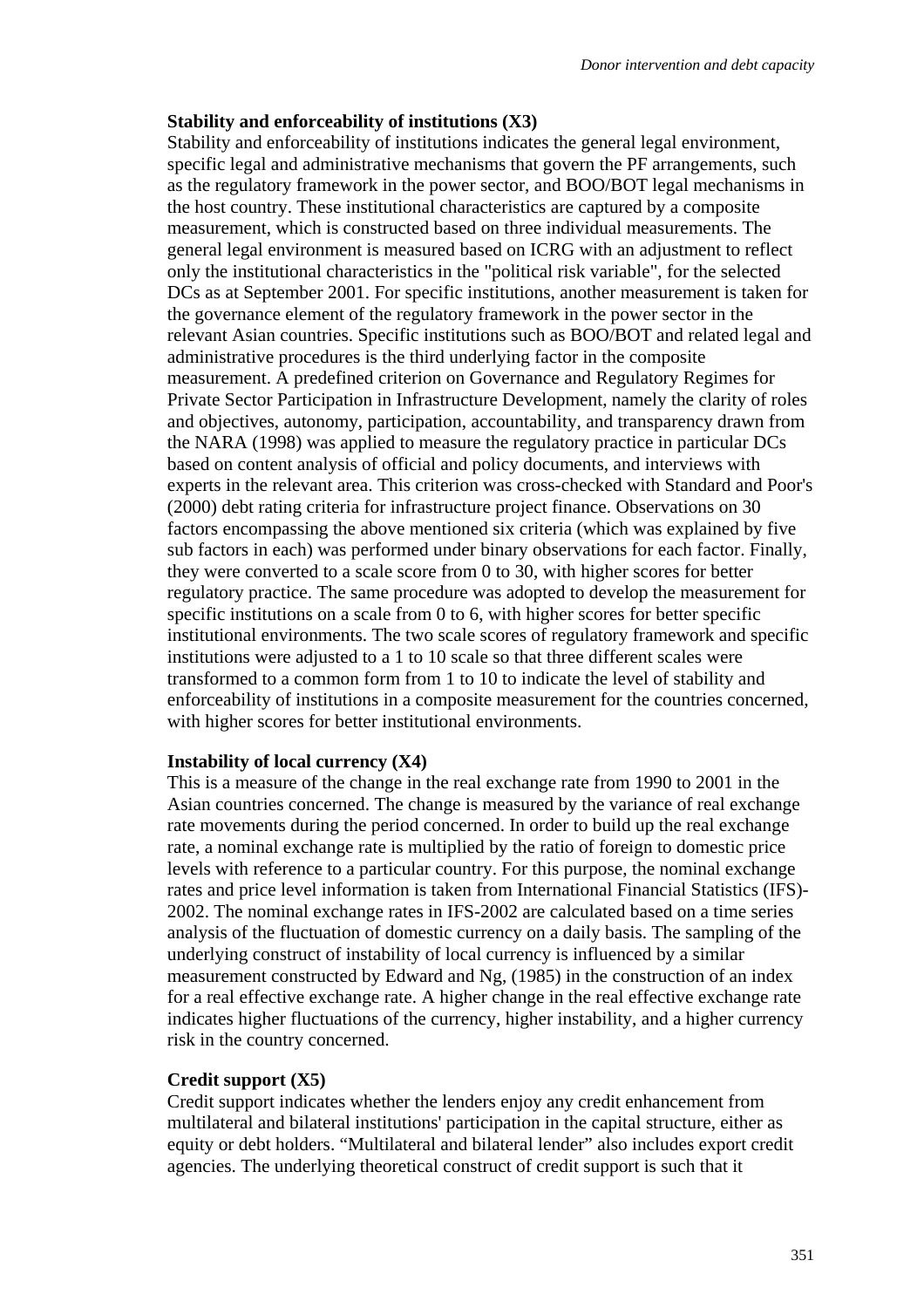**Stability and enforceability of institutions (X3)**

Stability and enforceability of institutions indicates the general legal environment, specific legal and administrative mechanisms that govern the PF arrangements, such as the regulatory framework in the power sector, and BOO/BOT legal mechanisms in the host country. These institutional characteristics are captured by a composite measurement, which is constructed based on three individual measurements. The general legal environment is measured based on ICRG with an adjustment to reflect only the institutional characteristics in the "political risk variable", for the selected DCs as at September 2001. For specific institutions, another measurement is taken for the governance element of the regulatory framework in the power sector in the relevant Asian countries. Specific institutions such as BOO/BOT and related legal and administrative procedures is the third underlying factor in the composite measurement. A predefined criterion on Governance and Regulatory Regimes for Private Sector Participation in Infrastructure Development, namely the clarity of roles and objectives, autonomy, participation, accountability, and transparency drawn from the NARA (1998) was applied to measure the regulatory practice in particular DCs based on content analysis of official and policy documents, and interviews with experts in the relevant area. This criterion was cross-checked with Standard and Poor's (2000) debt rating criteria for infrastructure project finance. Observations on 30 factors encompassing the above mentioned six criteria (which was explained by five sub factors in each) was performed under binary observations for each factor. Finally, they were converted to a scale score from 0 to 30, with higher scores for better regulatory practice. The same procedure was adopted to develop the measurement for specific institutions on a scale from 0 to 6, with higher scores for better specific institutional environments. The two scale scores of regulatory framework and specific institutions were adjusted to a 1 to 10 scale so that three different scales were transformed to a common form from 1 to 10 to indicate the level of stability and enforceability of institutions in a composite measurement for the countries concerned, with higher scores for better institutional environments.

**Instability of local currency (X4)**

This is a measure of the change in the real exchange rate from 1990 to 2001 in the Asian countries concerned. The change is measured by the variance of real exchange rate movements during the period concerned. In order to build up the real exchange rate, a nominal exchange rate is multiplied by the ratio of foreign to domestic price levels with reference to a particular country. For this purpose, the nominal exchange rates and price level information is taken from International Financial Statistics (IFS)-2002. The nominal exchange rates in IFS-2002 are calculated based on a time series analysis of the fluctuation of domestic currency on a daily basis. The sampling of the underlying construct of instability of local currency is influenced by a similar measurement constructed by Edward and Ng, (1985) in the construction of an index for a real effective exchange rate. A higher change in the real effective exchange rate indicates higher fluctuations of the currency, higher instability, and a higher currency risk in the country concerned.

**Credit support (X5)**

Credit support indicates whether the lenders enjoy any credit enhancement from multilateral and bilateral institutions' participation in the capital structure, either as equity or debt holders. "Multilateral and bilateral lender" also includes export credit agencies. The underlying theoretical construct of credit support is such that it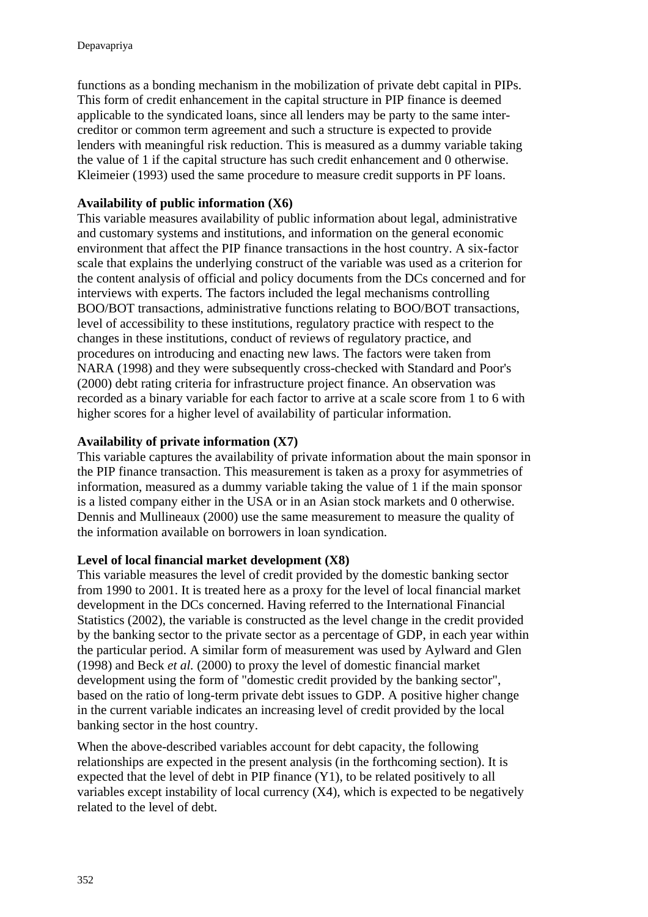functions as a bonding mechanism in the mobilization of private debt capital in PIPs. This form of credit enhancement in the capital structure in PIP finance is deemed applicable to the syndicated loans, since all lenders may be party to the same inter-creditor or common term agreement and such a structure is expected to provide lenders with meaningful risk reduction. This is measured as a dummy variable taking the value of 1 if the capital structure has such credit enhancement and 0 otherwise. Kleimeier (1993) used the same procedure to measure credit supports in PF loans.

**Availability of public information (X6)**

This variable measures availability of public information about legal, administrative and customary systems and institutions, and information on the general economic environment that affect the PIP finance transactions in the host country. A six-factor scale that explains the underlying construct of the variable was used as a criterion for the content analysis of official and policy documents from the DCs concerned and for interviews with experts. The factors included the legal mechanisms controlling BOO/BOT transactions, administrative functions relating to BOO/BOT transactions, level of accessibility to these institutions, regulatory practice with respect to the changes in these institutions, conduct of reviews of regulatory practice, and procedures on introducing and enacting new laws. The factors were taken from NARA (1998) and they were subsequently cross-checked with Standard and Poor's (2000) debt rating criteria for infrastructure project finance. An observation was recorded as a binary variable for each factor to arrive at a scale score from 1 to 6 with higher scores for a higher level of availability of particular information.

**Availability of private information (X7)**

This variable captures the availability of private information about the main sponsor in the PIP finance transaction. This measurement is taken as a proxy for asymmetries of information, measured as a dummy variable taking the value of 1 if the main sponsor is a listed company either in the USA or in an Asian stock markets and 0 otherwise. Dennis and Mullineaux (2000) use the same measurement to measure the quality of the information available on borrowers in loan syndication.

**Level of local financial market development (X8)**

This variable measures the level of credit provided by the domestic banking sector from 1990 to 2001. It is treated here as a proxy for the level of local financial market development in the DCs concerned. Having referred to the International Financial Statistics (2002), the variable is constructed as the level change in the credit provided by the banking sector to the private sector as a percentage of GDP, in each year within the particular period. A similar form of measurement was used by Aylward and Glen (1998) and Beck *et al.* (2000) to proxy the level of domestic financial market development using the form of "domestic credit provided by the banking sector", based on the ratio of long-term private debt issues to GDP. A positive higher change in the current variable indicates an increasing level of credit provided by the local banking sector in the host country.

When the above-described variables account for debt capacity, the following relationships are expected in the present analysis (in the forthcoming section). It is expected that the level of debt in PIP finance (Y1), to be related positively to all variables except instability of local currency (X4), which is expected to be negatively related to the level of debt.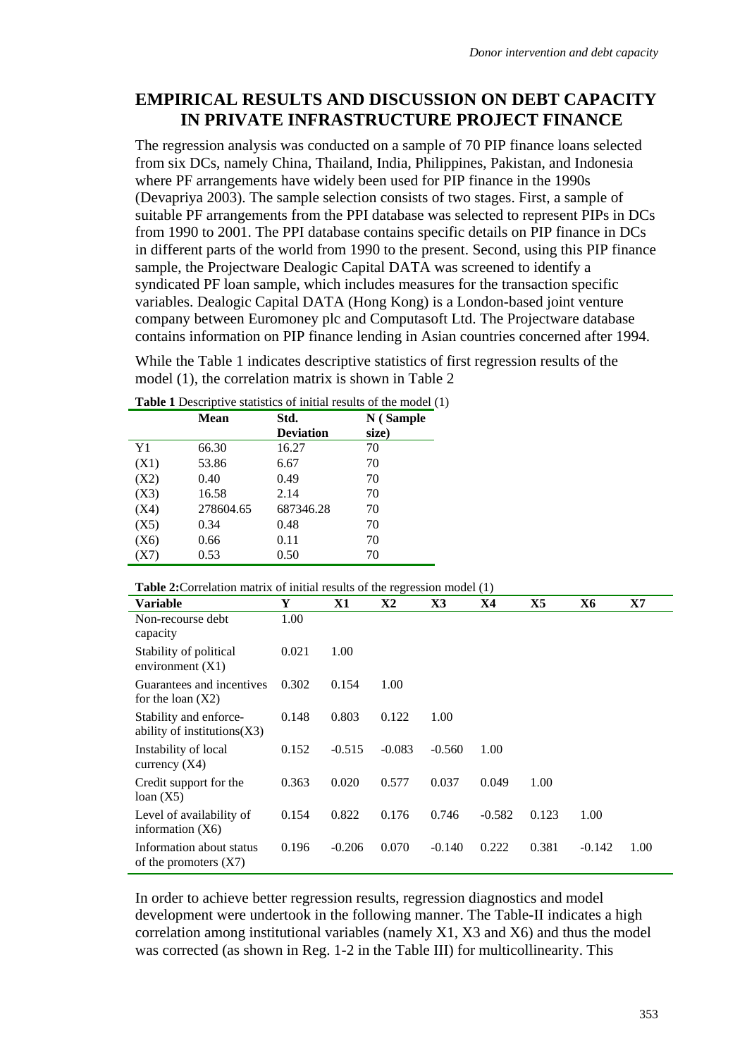## EMPIRICAL RESULTS AND DISCUSSION ON DEBT CAPACITY IN PRIVATE INFRASTRUCTURE PROJECT FINANCE

The regression analysis was conducted on a sample of 70 PIP finance loans selected from six DCs, namely China, Thailand, India, Philippines, Pakistan, and Indonesia where PF arrangements have widely been used for PIP finance in the 1990s (Devapriya 2003). The sample selection consists of two stages. First, a sample of suitable PF arrangements from the PPI database was selected to represent PIPs in DCs from 1990 to 2001. The PPI database contains specific details on PIP finance in DCs in different parts of the world from 1990 to the present. Second, using this PIP finance sample, the Projectware Dealogic Capital DATA was screened to identify a syndicated PF loan sample, which includes measures for the transaction specific variables. Dealogic Capital DATA (Hong Kong) is a London-based joint venture company between Euromoney plc and Computasoft Ltd. The Projectware database contains information on PIP finance lending in Asian countries concerned after 1994.

While the Table 1 indicates descriptive statistics of first regression results of the model (1), the correlation matrix is shown in Table 2

**Table 1** Descriptive statistics of initial results of the model (1)

| | Mean | Std. Deviation | N ( Sample size) |
|---|---|---|---|
| Y1 | 66.30 | 16.27 | 70 |
| (X1) | 53.86 | 6.67 | 70 |
| (X2) | 0.40 | 0.49 | 70 |
| (X3) | 16.58 | 2.14 | 70 |
| (X4) | 278604.65 | 687346.28 | 70 |
| (X5) | 0.34 | 0.48 | 70 |
| (X6) | 0.66 | 0.11 | 70 |
| (X7) | 0.53 | 0.50 | 70 |

**Table 2:** Correlation matrix of initial results of the regression model (1)

| Variable | Y | X1 | X2 | X3 | X4 | X5 | X6 | X7 |
|---|---|---|---|---|---|---|---|---|
| Non-recourse debt capacity | 1.00 | | | | | | | |
| Stability of political environment (X1) | 0.021 | 1.00 | | | | | | |
| Guarantees and incentives for the loan (X2) | 0.302 | 0.154 | 1.00 | | | | | |
| Stability and enforce-ability of institutions(X3) | 0.148 | 0.803 | 0.122 | 1.00 | | | | |
| Instability of local currency (X4) | 0.152 | -0.515 | -0.083 | -0.560 | 1.00 | | | |
| Credit support for the loan (X5) | 0.363 | 0.020 | 0.577 | 0.037 | 0.049 | 1.00 | | |
| Level of availability of information (X6) | 0.154 | 0.822 | 0.176 | 0.746 | -0.582 | 0.123 | 1.00 | |
| Information about status of the promoters (X7) | 0.196 | -0.206 | 0.070 | -0.140 | 0.222 | 0.381 | -0.142 | 1.00 |

In order to achieve better regression results, regression diagnostics and model development were undertook in the following manner. The Table-II indicates a high correlation among institutional variables (namely X1, X3 and X6) and thus the model was corrected (as shown in Reg. 1-2 in the Table III) for multicollinearity. This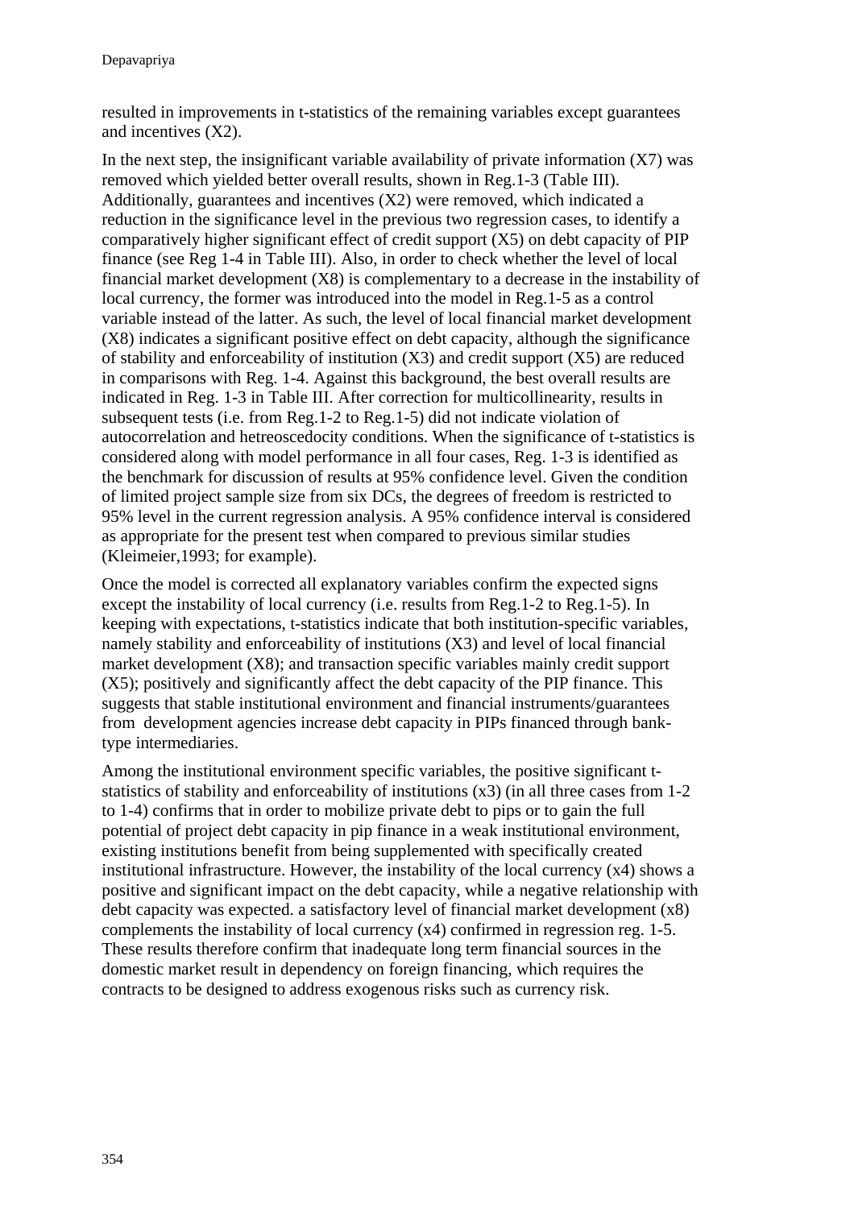resulted in improvements in t-statistics of the remaining variables except guarantees and incentives (X2).

In the next step, the insignificant variable availability of private information (X7) was removed which yielded better overall results, shown in Reg.1-3 (Table III). Additionally, guarantees and incentives (X2) were removed, which indicated a reduction in the significance level in the previous two regression cases, to identify a comparatively higher significant effect of credit support (X5) on debt capacity of PIP finance (see Reg 1-4 in Table III). Also, in order to check whether the level of local financial market development (X8) is complementary to a decrease in the instability of local currency, the former was introduced into the model in Reg.1-5 as a control variable instead of the latter. As such, the level of local financial market development (X8) indicates a significant positive effect on debt capacity, although the significance of stability and enforceability of institution (X3) and credit support (X5) are reduced in comparisons with Reg. 1-4. Against this background, the best overall results are indicated in Reg. 1-3 in Table III. After correction for multicollinearity, results in subsequent tests (i.e. from Reg.1-2 to Reg.1-5) did not indicate violation of autocorrelation and hetreoscedocity conditions. When the significance of t-statistics is considered along with model performance in all four cases, Reg. 1-3 is identified as the benchmark for discussion of results at 95% confidence level. Given the condition of limited project sample size from six DCs, the degrees of freedom is restricted to 95% level in the current regression analysis. A 95% confidence interval is considered as appropriate for the present test when compared to previous similar studies (Kleimeier,1993; for example).

Once the model is corrected all explanatory variables confirm the expected signs except the instability of local currency (i.e. results from Reg.1-2 to Reg.1-5). In keeping with expectations, t-statistics indicate that both institution-specific variables, namely stability and enforceability of institutions (X3) and level of local financial market development (X8); and transaction specific variables mainly credit support (X5); positively and significantly affect the debt capacity of the PIP finance. This suggests that stable institutional environment and financial instruments/guarantees from development agencies increase debt capacity in PIPs financed through bank-type intermediaries.

Among the institutional environment specific variables, the positive significant t-statistics of stability and enforceability of institutions (x3) (in all three cases from 1-2 to 1-4) confirms that in order to mobilize private debt to pips or to gain the full potential of project debt capacity in pip finance in a weak institutional environment, existing institutions benefit from being supplemented with specifically created institutional infrastructure. However, the instability of the local currency (x4) shows a positive and significant impact on the debt capacity, while a negative relationship with debt capacity was expected. a satisfactory level of financial market development (x8) complements the instability of local currency (x4) confirmed in regression reg. 1-5. These results therefore confirm that inadequate long term financial sources in the domestic market result in dependency on foreign financing, which requires the contracts to be designed to address exogenous risks such as currency risk.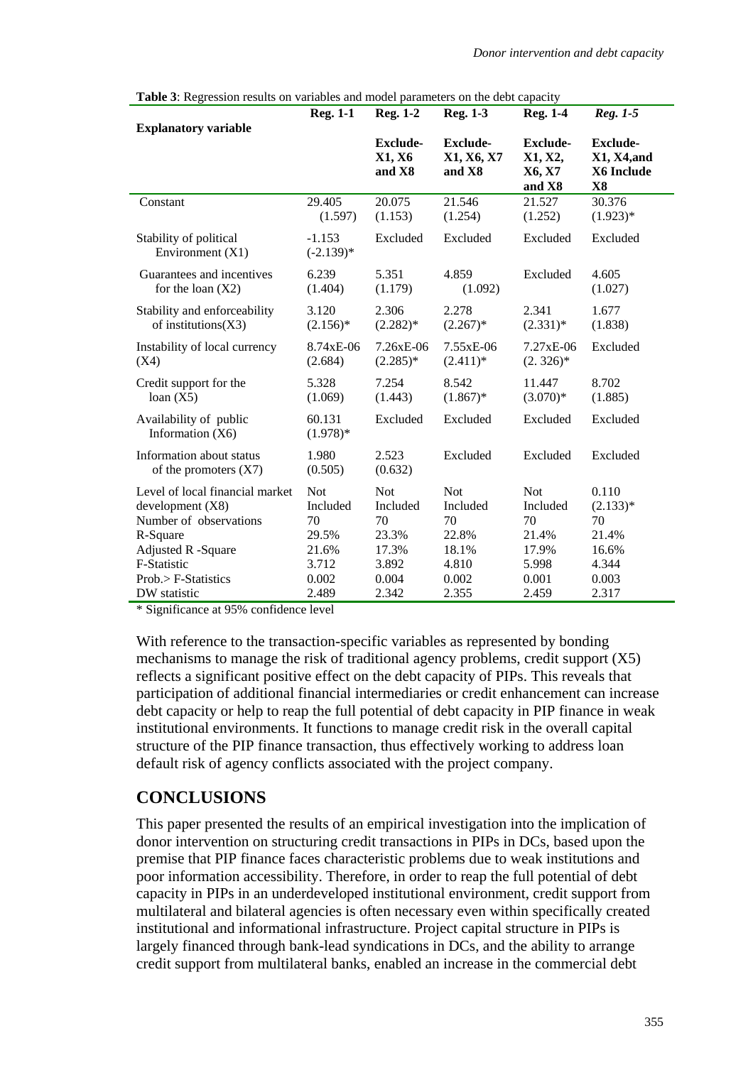**Table 3**: Regression results on variables and model parameters on the debt capacity

| Explanatory variable | Reg. 1-1 | Reg. 1-2 | Reg. 1-3 | Reg. 1-4 | *Reg. 1-5* |
|---|---|---|---|---|---|
| | | **Exclude-X1, X6 and X8** | **Exclude-X1, X6, X7 and X8** | **Exclude-X1, X2, X6, X7 and X8** | **Exclude-X1, X4,and X6 Include X8** |
| Constant | 29.405 (1.597) | 20.075 (1.153) | 21.546 (1.254) | 21.527 (1.252) | 30.376 (1.923)* |
| Stability of political Environment (X1) | -1.153 (-2.139)* | Excluded | Excluded | Excluded | Excluded |
| Guarantees and incentives for the loan (X2) | 6.239 (1.404) | 5.351 (1.179) | 4.859 (1.092) | Excluded | 4.605 (1.027) |
| Stability and enforceability of institutions(X3) | 3.120 (2.156)* | 2.306 (2.282)* | 2.278 (2.267)* | 2.341 (2.331)* | 1.677 (1.838) |
| Instability of local currency (X4) | 8.74xE-06 (2.684) | 7.26xE-06 (2.285)* | 7.55xE-06 (2.411)* | 7.27xE-06 (2. 326)* | Excluded |
| Credit support for the loan (X5) | 5.328 (1.069) | 7.254 (1.443) | 8.542 (1.867)* | 11.447 (3.070)* | 8.702 (1.885) |
| Availability of public Information (X6) | 60.131 (1.978)* | Excluded | Excluded | Excluded | Excluded |
| Information about status of the promoters (X7) | 1.980 (0.505) | 2.523 (0.632) | Excluded | Excluded | Excluded |
| Level of local financial market development (X8) | Not Included | Not Included | Not Included | Not Included | 0.110 (2.133)* |
| Number of observations | 70 | 70 | 70 | 70 | 70 |
| R-Square | 29.5% | 23.3% | 22.8% | 21.4% | 21.4% |
| Adjusted R -Square | 21.6% | 17.3% | 18.1% | 17.9% | 16.6% |
| F-Statistic | 3.712 | 3.892 | 4.810 | 5.998 | 4.344 |
| Prob.> F-Statistics | 0.002 | 0.004 | 0.002 | 0.001 | 0.003 |
| DW statistic | 2.489 | 2.342 | 2.355 | 2.459 | 2.317 |

* Significance at 95% confidence level

With reference to the transaction-specific variables as represented by bonding mechanisms to manage the risk of traditional agency problems, credit support (X5) reflects a significant positive effect on the debt capacity of PIPs. This reveals that participation of additional financial intermediaries or credit enhancement can increase debt capacity or help to reap the full potential of debt capacity in PIP finance in weak institutional environments. It functions to manage credit risk in the overall capital structure of the PIP finance transaction, thus effectively working to address loan default risk of agency conflicts associated with the project company.

## CONCLUSIONS

This paper presented the results of an empirical investigation into the implication of donor intervention on structuring credit transactions in PIPs in DCs, based upon the premise that PIP finance faces characteristic problems due to weak institutions and poor information accessibility. Therefore, in order to reap the full potential of debt capacity in PIPs in an underdeveloped institutional environment, credit support from multilateral and bilateral agencies is often necessary even within specifically created institutional and informational infrastructure. Project capital structure in PIPs is largely financed through bank-lead syndications in DCs, and the ability to arrange credit support from multilateral banks, enabled an increase in the commercial debt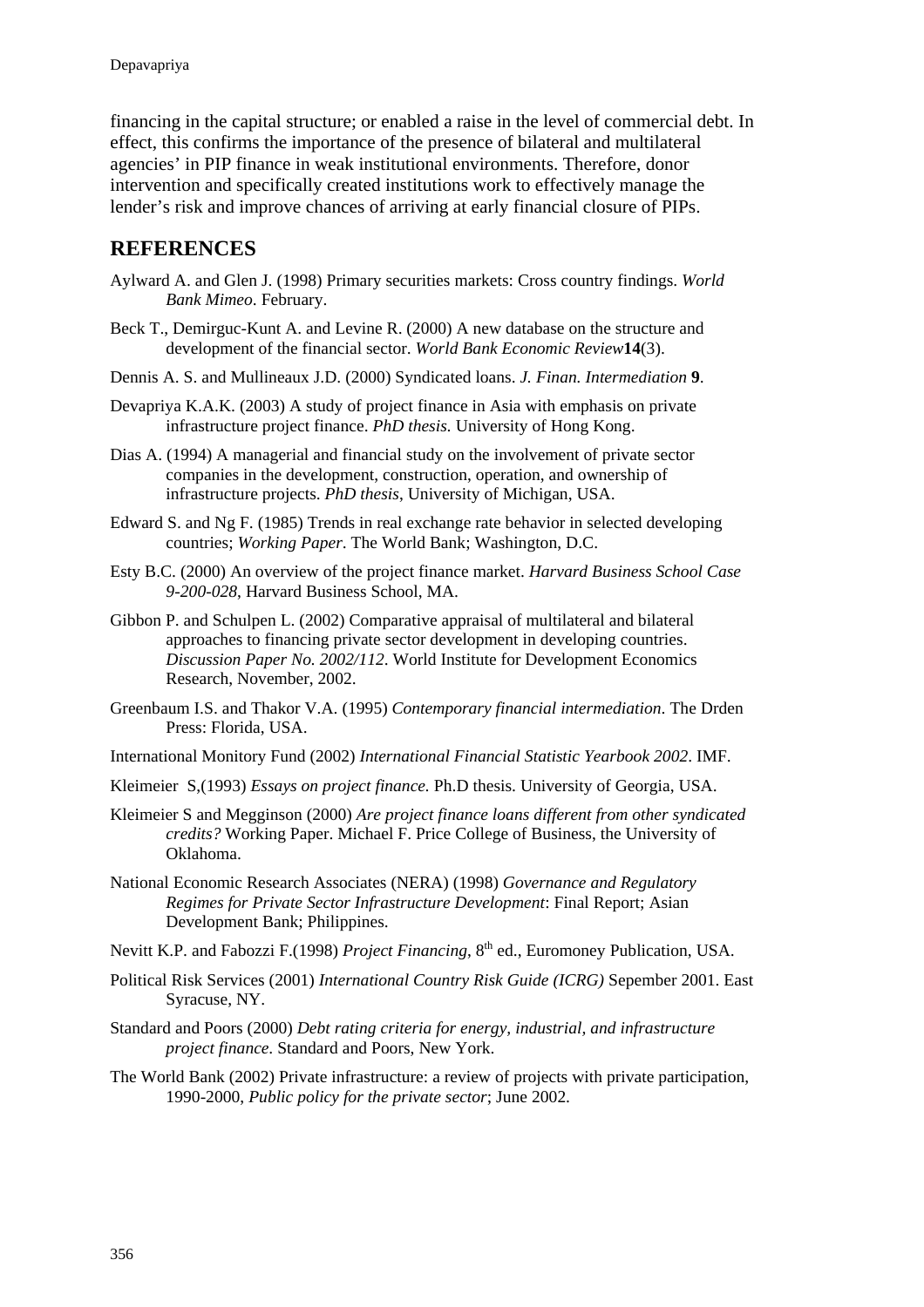financing in the capital structure; or enabled a raise in the level of commercial debt. In effect, this confirms the importance of the presence of bilateral and multilateral agencies' in PIP finance in weak institutional environments. Therefore, donor intervention and specifically created institutions work to effectively manage the lender's risk and improve chances of arriving at early financial closure of PIPs.

## REFERENCES

Aylward A. and Glen J. (1998) Primary securities markets: Cross country findings. *World Bank Mimeo*. February.

Beck T., Demirguc-Kunt A. and Levine R. (2000) A new database on the structure and development of the financial sector. *World Bank Economic Review* **14**(3).

Dennis A. S. and Mullineaux J.D. (2000) Syndicated loans. *J. Finan. Intermediation* **9**.

Devapriya K.A.K. (2003) A study of project finance in Asia with emphasis on private infrastructure project finance. *PhD thesis*. University of Hong Kong.

Dias A. (1994) A managerial and financial study on the involvement of private sector companies in the development, construction, operation, and ownership of infrastructure projects. *PhD thesis*, University of Michigan, USA.

Edward S. and Ng F. (1985) Trends in real exchange rate behavior in selected developing countries; *Working Paper*. The World Bank; Washington, D.C.

Esty B.C. (2000) An overview of the project finance market. *Harvard Business School Case 9-200-028*, Harvard Business School, MA.

Gibbon P. and Schulpen L. (2002) Comparative appraisal of multilateral and bilateral approaches to financing private sector development in developing countries. *Discussion Paper No. 2002/112*. World Institute for Development Economics Research, November, 2002.

Greenbaum I.S. and Thakor V.A. (1995) *Contemporary financial intermediation*. The Drden Press: Florida, USA.

International Monitory Fund (2002) *International Financial Statistic Yearbook 2002*. IMF.

Kleimeier S,(1993) *Essays on project finance.* Ph.D thesis. University of Georgia, USA.

Kleimeier S and Megginson (2000) *Are project finance loans different from other syndicated credits?* Working Paper. Michael F. Price College of Business, the University of Oklahoma.

National Economic Research Associates (NERA) (1998) *Governance and Regulatory Regimes for Private Sector Infrastructure Development*: Final Report; Asian Development Bank; Philippines.

Nevitt K.P. and Fabozzi F.(1998) *Project Financing*, 8th ed., Euromoney Publication, USA.

Political Risk Services (2001) *International Country Risk Guide (ICRG)* Sepember 2001. East Syracuse, NY.

Standard and Poors (2000) *Debt rating criteria for energy, industrial, and infrastructure project finance*. Standard and Poors, New York.

The World Bank (2002) Private infrastructure: a review of projects with private participation, 1990-2000, *Public policy for the private sector*; June 2002.